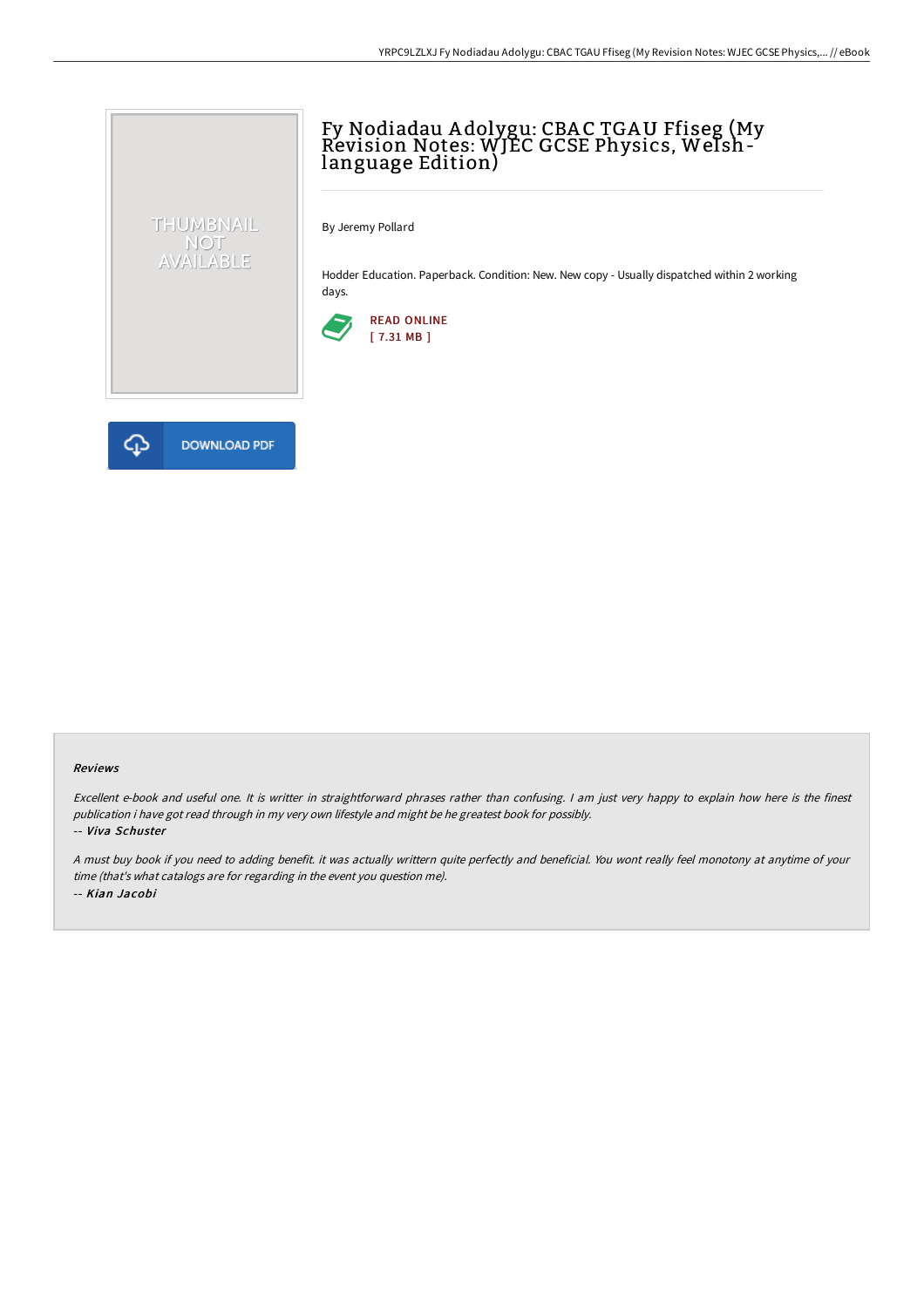# Fy Nodiadau Adolygu: CBAC TGAU Ffiseg (My Revision Notes: WJEC GCSE Physics, Welsh-language Edition)

By Jeremy Pollard

Hodder Education. Paperback. Condition: New. New copy - Usually dispatched within 2 working days.

READ ONLINE
[ 7.31 MB ]

DOWNLOAD PDF

#### Reviews

*Excellent e-book and useful one. It is writter in straightforward phrases rather than confusing. I am just very happy to explain how here is the finest publication i have got read through in my very own lifestyle and might be he greatest book for possibly.*

*-- **Viva Schuster***

*A must buy book if you need to adding benefit. it was actually writtern quite perfectly and beneficial. You wont really feel monotony at anytime of your time (that's what catalogs are for regarding in the event you question me).*

*-- **Kian Jacobi***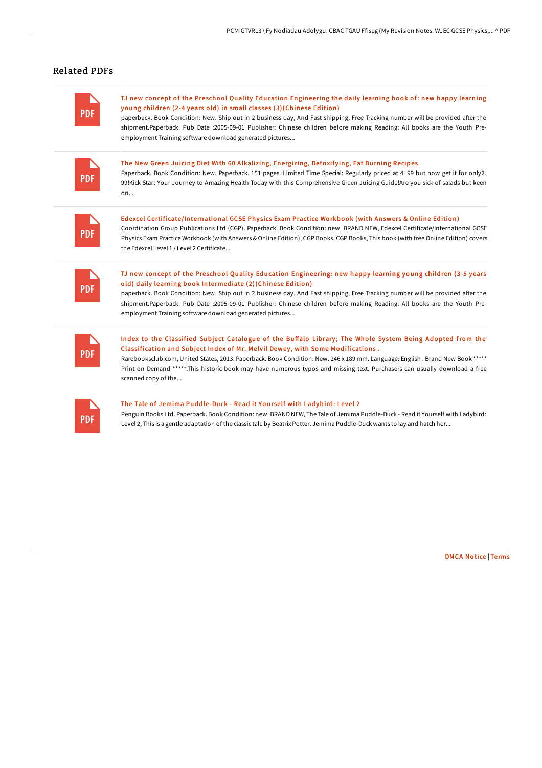## Related PDFs

**TJ new concept of the Preschool Quality Education Engineering the daily learning book of: new happy learning young children (2-4 years old) in small classes (3)(Chinese Edition)**

paperback. Book Condition: New. Ship out in 2 business day, And Fast shipping, Free Tracking number will be provided after the shipment.Paperback. Pub Date :2005-09-01 Publisher: Chinese children before making Reading: All books are the Youth Pre-employment Training software download generated pictures...

**The New Green Juicing Diet With 60 Alkalizing, Energizing, Detoxifying, Fat Burning Recipes**

Paperback. Book Condition: New. Paperback. 151 pages. Limited Time Special: Regularly priced at 4. 99 but now get it for only2. 99!Kick Start Your Journey to Amazing Health Today with this Comprehensive Green Juicing Guide!Are you sick of salads but keen on...

**Edexcel Certificate/International GCSE Physics Exam Practice Workbook (with Answers & Online Edition)**

Coordination Group Publications Ltd (CGP). Paperback. Book Condition: new. BRAND NEW, Edexcel Certificate/International GCSE Physics Exam Practice Workbook (with Answers & Online Edition), CGP Books, CGP Books, This book (with free Online Edition) covers the Edexcel Level 1 / Level 2 Certificate...

**TJ new concept of the Preschool Quality Education Engineering: new happy learning young children (3-5 years old) daily learning book Intermediate (2)(Chinese Edition)**

paperback. Book Condition: New. Ship out in 2 business day, And Fast shipping, Free Tracking number will be provided after the shipment.Paperback. Pub Date :2005-09-01 Publisher: Chinese children before making Reading: All books are the Youth Pre-employment Training software download generated pictures...

**Index to the Classified Subject Catalogue of the Buffalo Library; The Whole System Being Adopted from the Classification and Subject Index of Mr. Melvil Dewey, with Some Modifications .**

Rarebooksclub.com, United States, 2013. Paperback. Book Condition: New. 246 x 189 mm. Language: English . Brand New Book ***** Print on Demand *****.This historic book may have numerous typos and missing text. Purchasers can usually download a free scanned copy of the...

**The Tale of Jemima Puddle-Duck - Read it Yourself with Ladybird: Level 2**

Penguin Books Ltd. Paperback. Book Condition: new. BRAND NEW, The Tale of Jemima Puddle-Duck - Read it Yourself with Ladybird: Level 2, This is a gentle adaptation of the classic tale by Beatrix Potter. Jemima Puddle-Duck wants to lay and hatch her...